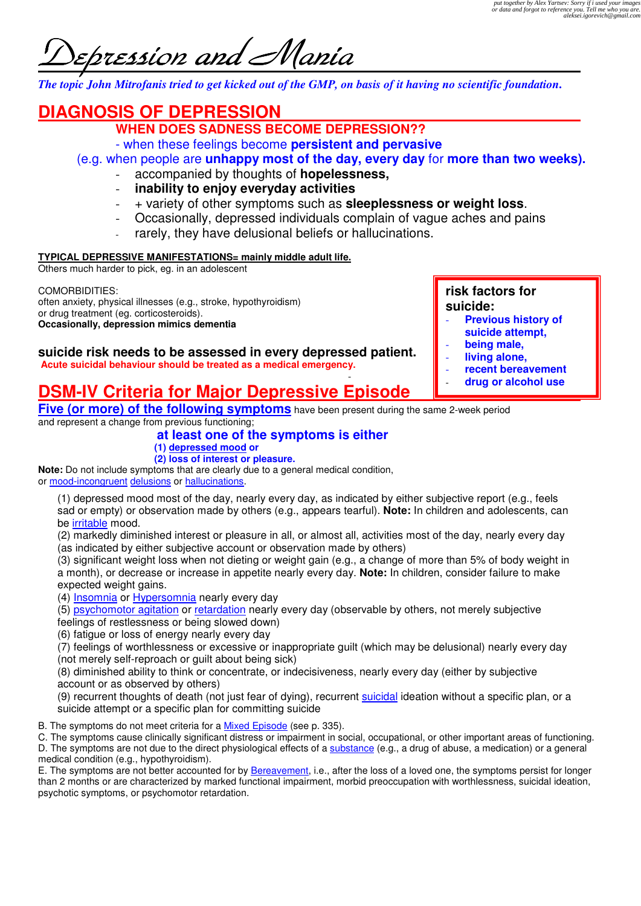*put together by Alex Yartsev: Sorry if i used your images or data and forgot to reference you. Tell me who you are. aleksei.igorevich@gmail.com*

# Depression and Mania

***The topic John Mitrofanis tried to get kicked out of the GMP, on basis of it having no scientific foundation.***

## DIAGNOSIS OF DEPRESSION

### WHEN DOES SADNESS BECOME DEPRESSION??

- when these feelings become **persistent and pervasive**

(e.g. when people are **unhappy most of the day, every day** for **more than two weeks).**

- accompanied by thoughts of **hopelessness,**
- **inability to enjoy everyday activities**
- + variety of other symptoms such as **sleeplessness or weight loss**.
- Occasionally, depressed individuals complain of vague aches and pains
- rarely, they have delusional beliefs or hallucinations.

**TYPICAL DEPRESSIVE MANIFESTATIONS= mainly middle adult life.**

Others much harder to pick, eg. in an adolescent

COMORBIDITIES:
often anxiety, physical illnesses (e.g., stroke, hypothyroidism)
or drug treatment (eg. corticosteroids).
**Occasionally, depression mimics dementia**

**suicide risk needs to be assessed in every depressed patient.**
**Acute suicidal behaviour should be treated as a medical emergency.**

**risk factors for suicide:**

- **Previous history of suicide attempt,**
- **being male,**
- **living alone,**
- **recent bereavement**
- **drug or alcohol use**

## DSM-IV Criteria for Major Depressive Episode

**Five (or more) of the following symptoms** have been present during the same 2-week period and represent a change from previous functioning;

**at least one of the symptoms is either**
**(1) depressed mood or**
**(2) loss of interest or pleasure.**

**Note:** Do not include symptoms that are clearly due to a general medical condition, or mood-incongruent delusions or hallucinations.

(1) depressed mood most of the day, nearly every day, as indicated by either subjective report (e.g., feels sad or empty) or observation made by others (e.g., appears tearful). **Note:** In children and adolescents, can be irritable mood.
(2) markedly diminished interest or pleasure in all, or almost all, activities most of the day, nearly every day (as indicated by either subjective account or observation made by others)
(3) significant weight loss when not dieting or weight gain (e.g., a change of more than 5% of body weight in a month), or decrease or increase in appetite nearly every day. **Note:** In children, consider failure to make expected weight gains.
(4) Insomnia or Hypersomnia nearly every day
(5) psychomotor agitation or retardation nearly every day (observable by others, not merely subjective feelings of restlessness or being slowed down)
(6) fatigue or loss of energy nearly every day
(7) feelings of worthlessness or excessive or inappropriate guilt (which may be delusional) nearly every day (not merely self-reproach or guilt about being sick)
(8) diminished ability to think or concentrate, or indecisiveness, nearly every day (either by subjective account or as observed by others)
(9) recurrent thoughts of death (not just fear of dying), recurrent suicidal ideation without a specific plan, or a suicide attempt or a specific plan for committing suicide

B. The symptoms do not meet criteria for a Mixed Episode (see p. 335).
C. The symptoms cause clinically significant distress or impairment in social, occupational, or other important areas of functioning.
D. The symptoms are not due to the direct physiological effects of a substance (e.g., a drug of abuse, a medication) or a general medical condition (e.g., hypothyroidism).
E. The symptoms are not better accounted for by Bereavement, i.e., after the loss of a loved one, the symptoms persist for longer than 2 months or are characterized by marked functional impairment, morbid preoccupation with worthlessness, suicidal ideation, psychotic symptoms, or psychomotor retardation.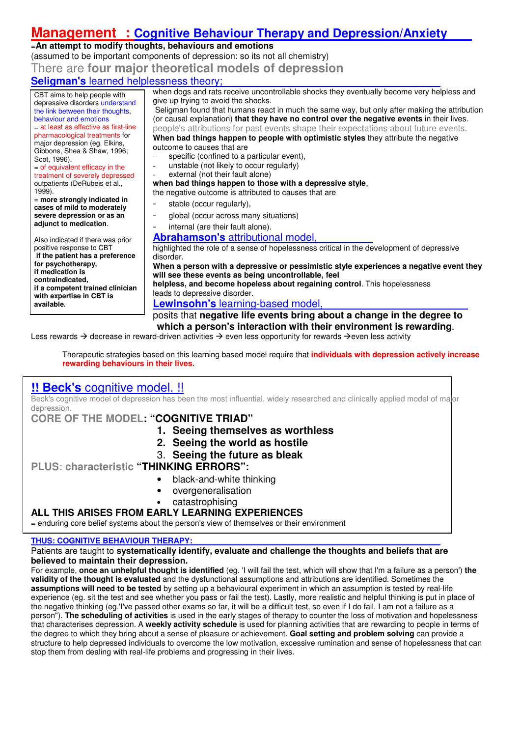# Management : Cognitive Behaviour Therapy and Depression/Anxiety

=**An attempt to modify thoughts, behaviours and emotions**

(assumed to be important components of depression: so its not all chemistry)

There are **four major theoretical models of depression**

## **Seligman's** learned helplessness theory;

CBT aims to help people with depressive disorders understand the link between their thoughts, behaviour and emotions

= at least as effective as first-line pharmacological treatments for major depression (eg. Elkins, Gibbons, Shea & Shaw, 1996; Scot, 1996).

= of equivalent efficacy in the treatment of severely depressed outpatients (DeRubeis et al., 1999).

= **more strongly indicated in cases of mild to moderately severe depression or as an adjunct to medication**.

Also indicated if there was prior positive response to CBT
**if the patient has a preference for psychotherapy,**
**if medication is contraindicated,**
**if a competent trained clinician with expertise in CBT is available.**

when dogs and rats receive uncontrollable shocks they eventually become very helpless and give up trying to avoid the shocks.

Seligman found that humans react in much the same way, but only after making the attribution (or causal explanation) **that they have no control over the negative events** in their lives.

people's attributions for past events shape their expectations about future events.

**When bad things happen to people with optimistic styles** they attribute the negative outcome to causes that are

- specific (confined to a particular event),
- unstable (not likely to occur regularly)
- external (not their fault alone)

**when bad things happen to those with a depressive style**,
the negative outcome is attributed to causes that are

- stable (occur regularly),
- global (occur across many situations)
- internal (are their fault alone).

## **Abrahamson's** attributional model,

highlighted the role of a sense of hopelessness critical in the development of depressive disorder.

**When a person with a depressive or pessimistic style experiences a negative event they will see these events as being uncontrollable, feel helpless, and become hopeless about regaining control**. This hopelessness leads to depressive disorder.

## **Lewinsohn's** learning-based model,

posits that **negative life events bring about a change in the degree to which a person's interaction with their environment is rewarding**.

Less rewards → decrease in reward-driven activities → even less opportunity for rewards →even less activity

Therapeutic strategies based on this learning based model require that **individuals with depression actively increase rewarding behaviours in their lives.**

## !! **Beck's** cognitive model. !!

Beck's cognitive model of depression has been the most influential, widely researched and clinically applied model of major depression.

**CORE OF THE MODEL: "COGNITIVE TRIAD"**

1. **Seeing themselves as worthless**
2. **Seeing the world as hostile**
3. **Seeing the future as bleak**

**PLUS: characteristic "THINKING ERRORS":**

- black-and-white thinking
- overgeneralisation
- catastrophising

**ALL THIS ARISES FROM EARLY LEARNING EXPERIENCES**

= enduring core belief systems about the person's view of themselves or their environment

### THUS: COGNITIVE BEHAVIOUR THERAPY:

Patients are taught to **systematically identify, evaluate and challenge the thoughts and beliefs that are believed to maintain their depression.**

For example, **once an unhelpful thought is identified** (eg. 'I will fail the test, which will show that I'm a failure as a person') **the validity of the thought is evaluated** and the dysfunctional assumptions and attributions are identified. Sometimes the **assumptions will need to be tested** by setting up a behavioural experiment in which an assumption is tested by real-life experience (eg. sit the test and see whether you pass or fail the test). Lastly, more realistic and helpful thinking is put in place of the negative thinking (eg.'I've passed other exams so far, it will be a difficult test, so even if I do fail, I am not a failure as a person"). **The scheduling of activities** is used in the early stages of therapy to counter the loss of motivation and hopelessness that characterises depression. A **weekly activity schedule** is used for planning activities that are rewarding to people in terms of the degree to which they bring about a sense of pleasure or achievement. **Goal setting and problem solving** can provide a structure to help depressed individuals to overcome the low motivation, excessive rumination and sense of hopelessness that can stop them from dealing with real-life problems and progressing in their lives.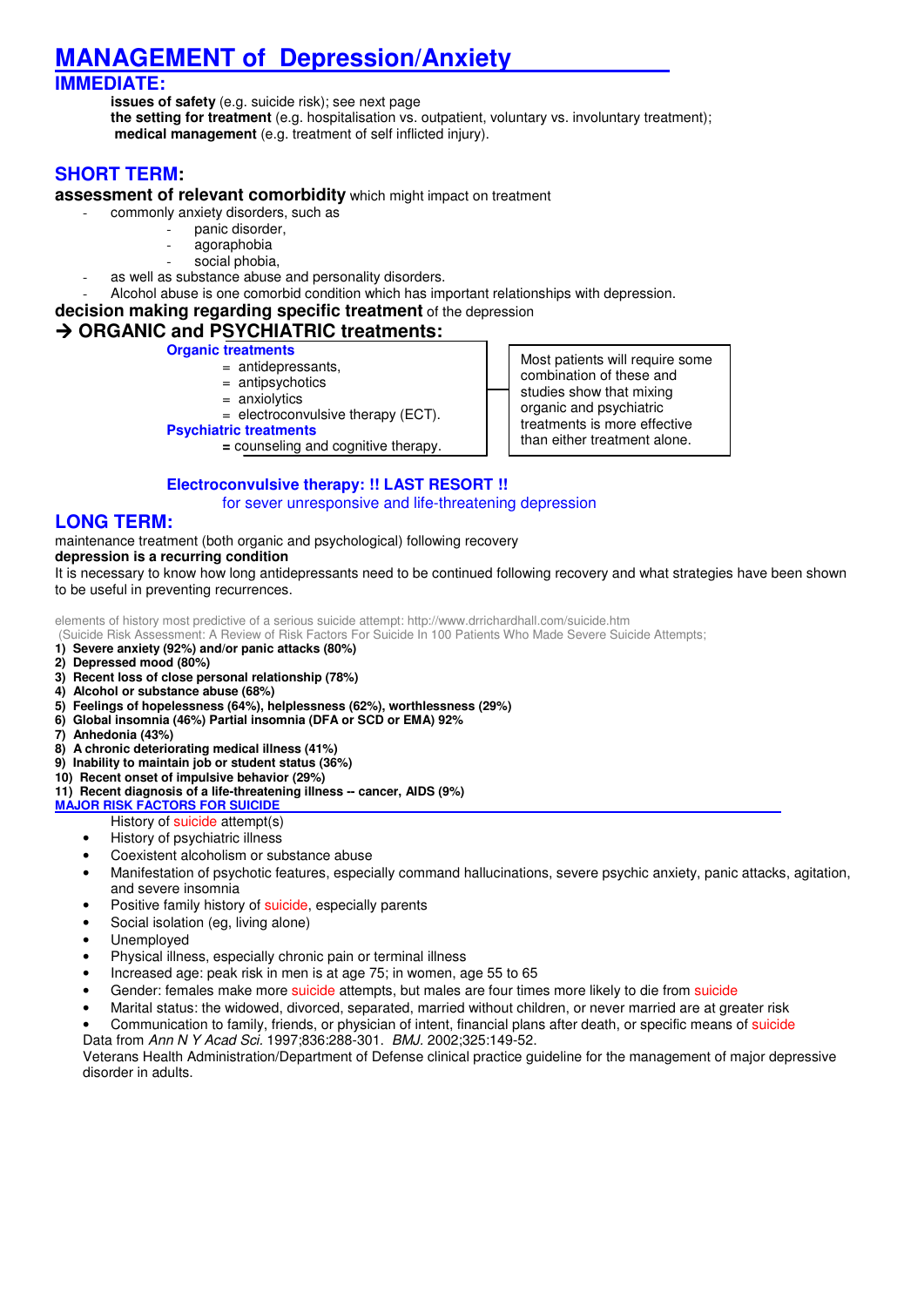# MANAGEMENT of Depression/Anxiety

## IMMEDIATE:

**issues of safety** (e.g. suicide risk); see next page
**the setting for treatment** (e.g. hospitalisation vs. outpatient, voluntary vs. involuntary treatment);
**medical management** (e.g. treatment of self inflicted injury).

## SHORT TERM:

**assessment of relevant comorbidity** which might impact on treatment

- commonly anxiety disorders, such as
  - panic disorder,
  - agoraphobia
  - social phobia,
- as well as substance abuse and personality disorders.
- Alcohol abuse is one comorbid condition which has important relationships with depression.

**decision making regarding specific treatment** of the depression

### → ORGANIC and PSYCHIATRIC treatments:

**Organic treatments**
= antidepressants,
= antipsychotics
= anxiolytics
= electroconvulsive therapy (ECT).

**Psychiatric treatments**
**=** counseling and cognitive therapy.

Most patients will require some combination of these and studies show that mixing organic and psychiatric treatments is more effective than either treatment alone.

**Electroconvulsive therapy: !! LAST RESORT !!**
for sever unresponsive and life-threatening depression

## LONG TERM:

maintenance treatment (both organic and psychological) following recovery
**depression is a recurring condition**
It is necessary to know how long antidepressants need to be continued following recovery and what strategies have been shown to be useful in preventing recurrences.

elements of history most predictive of a serious suicide attempt: http://www.drrichardhall.com/suicide.htm
(Suicide Risk Assessment: A Review of Risk Factors For Suicide In 100 Patients Who Made Severe Suicide Attempts;

1) **Severe anxiety (92%) and/or panic attacks (80%)**
2) **Depressed mood (80%)**
3) **Recent loss of close personal relationship (78%)**
4) **Alcohol or substance abuse (68%)**
5) **Feelings of hopelessness (64%), helplessness (62%), worthlessness (29%)**
6) **Global insomnia (46%) Partial insomnia (DFA or SCD or EMA) 92%**
7) **Anhedonia (43%)**
8) **A chronic deteriorating medical illness (41%)**
9) **Inability to maintain job or student status (36%)**
10) **Recent onset of impulsive behavior (29%)**
11) **Recent diagnosis of a life-threatening illness -- cancer, AIDS (9%)**

**MAJOR RISK FACTORS FOR SUICIDE**

- History of suicide attempt(s)
- History of psychiatric illness
- Coexistent alcoholism or substance abuse
- Manifestation of psychotic features, especially command hallucinations, severe psychic anxiety, panic attacks, agitation, and severe insomnia
- Positive family history of suicide, especially parents
- Social isolation (eg, living alone)
- Unemployed
- Physical illness, especially chronic pain or terminal illness
- Increased age: peak risk in men is at age 75; in women, age 55 to 65
- Gender: females make more suicide attempts, but males are four times more likely to die from suicide
- Marital status: the widowed, divorced, separated, married without children, or never married are at greater risk
- Communication to family, friends, or physician of intent, financial plans after death, or specific means of suicide

Data from *Ann N Y Acad Sci*. 1997;836:288-301. *BMJ*. 2002;325:149-52.
Veterans Health Administration/Department of Defense clinical practice guideline for the management of major depressive disorder in adults.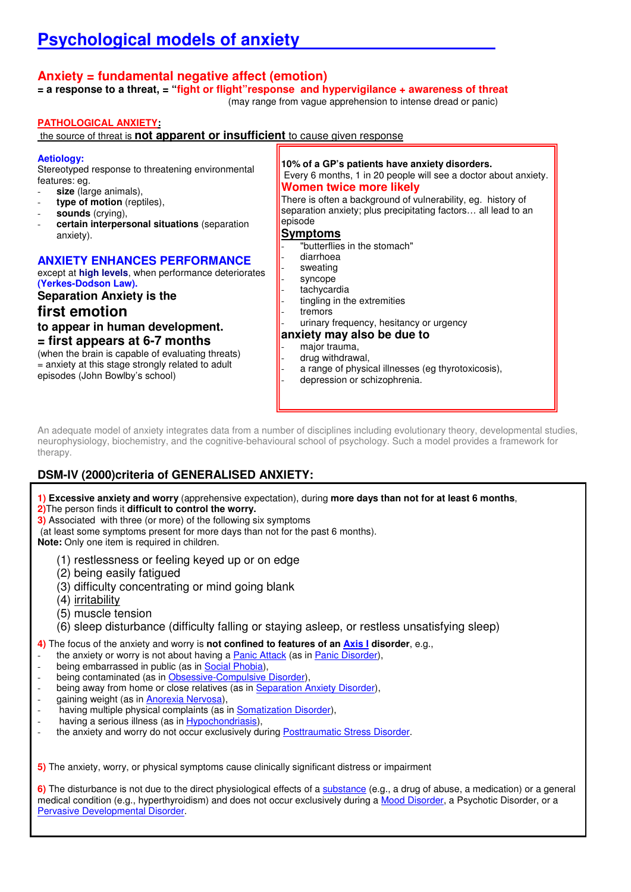# Psychological models of anxiety

## Anxiety = fundamental negative affect (emotion)

**= a response to a threat, = "fight or flight" response and hypervigilance + awareness of threat**

(may range from vague apprehension to intense dread or panic)

**PATHOLOGICAL ANXIETY:**

the source of threat is **not apparent or insufficient** to cause given response

### Aetiology:

Stereotyped response to threatening environmental features: eg.

- **size** (large animals),
- **type of motion** (reptiles),
- **sounds** (crying),
- **certain interpersonal situations** (separation anxiety).

### ANXIETY ENHANCES PERFORMANCE

except at **high levels**, when performance deteriorates **(Yerkes-Dodson Law).**

**Separation Anxiety is the first emotion to appear in human development.**

**= first appears at 6-7 months**

(when the brain is capable of evaluating threats)

= anxiety at this stage strongly related to adult episodes (John Bowlby's school)

**10% of a GP's patients have anxiety disorders.**

Every 6 months, 1 in 20 people will see a doctor about anxiety.

**Women twice more likely**

There is often a background of vulnerability, eg. history of separation anxiety; plus precipitating factors… all lead to an episode

### Symptoms

- "butterflies in the stomach"
- diarrhoea
- sweating
- syncope
- tachycardia
- tingling in the extremities
- tremors
- urinary frequency, hesitancy or urgency

**anxiety may also be due to**

- major trauma,
- drug withdrawal,
- a range of physical illnesses (eg thyrotoxicosis),
- depression or schizophrenia.

An adequate model of anxiety integrates data from a number of disciplines including evolutionary theory, developmental studies, neurophysiology, biochemistry, and the cognitive-behavioural school of psychology. Such a model provides a framework for therapy.

## DSM-IV (2000)criteria of GENERALISED ANXIETY:

**1) Excessive anxiety and worry** (apprehensive expectation), during **more days than not for at least 6 months**,
2)The person finds it **difficult to control the worry.**
3) Associated with three (or more) of the following six symptoms
(at least some symptoms present for more days than not for the past 6 months).
**Note:** Only one item is required in children.

(1) restlessness or feeling keyed up or on edge
(2) being easily fatigued
(3) difficulty concentrating or mind going blank
(4) irritability
(5) muscle tension
(6) sleep disturbance (difficulty falling or staying asleep, or restless unsatisfying sleep)

4) The focus of the anxiety and worry is **not confined to features of an Axis I disorder**, e.g.,

- the anxiety or worry is not about having a Panic Attack (as in Panic Disorder),
- being embarrassed in public (as in Social Phobia),
- being contaminated (as in Obsessive-Compulsive Disorder),
- being away from home or close relatives (as in Separation Anxiety Disorder),
- gaining weight (as in Anorexia Nervosa),
- having multiple physical complaints (as in Somatization Disorder),
- having a serious illness (as in Hypochondriasis),
- the anxiety and worry do not occur exclusively during Posttraumatic Stress Disorder.

5) The anxiety, worry, or physical symptoms cause clinically significant distress or impairment

6) The disturbance is not due to the direct physiological effects of a substance (e.g., a drug of abuse, a medication) or a general medical condition (e.g., hyperthyroidism) and does not occur exclusively during a Mood Disorder, a Psychotic Disorder, or a Pervasive Developmental Disorder.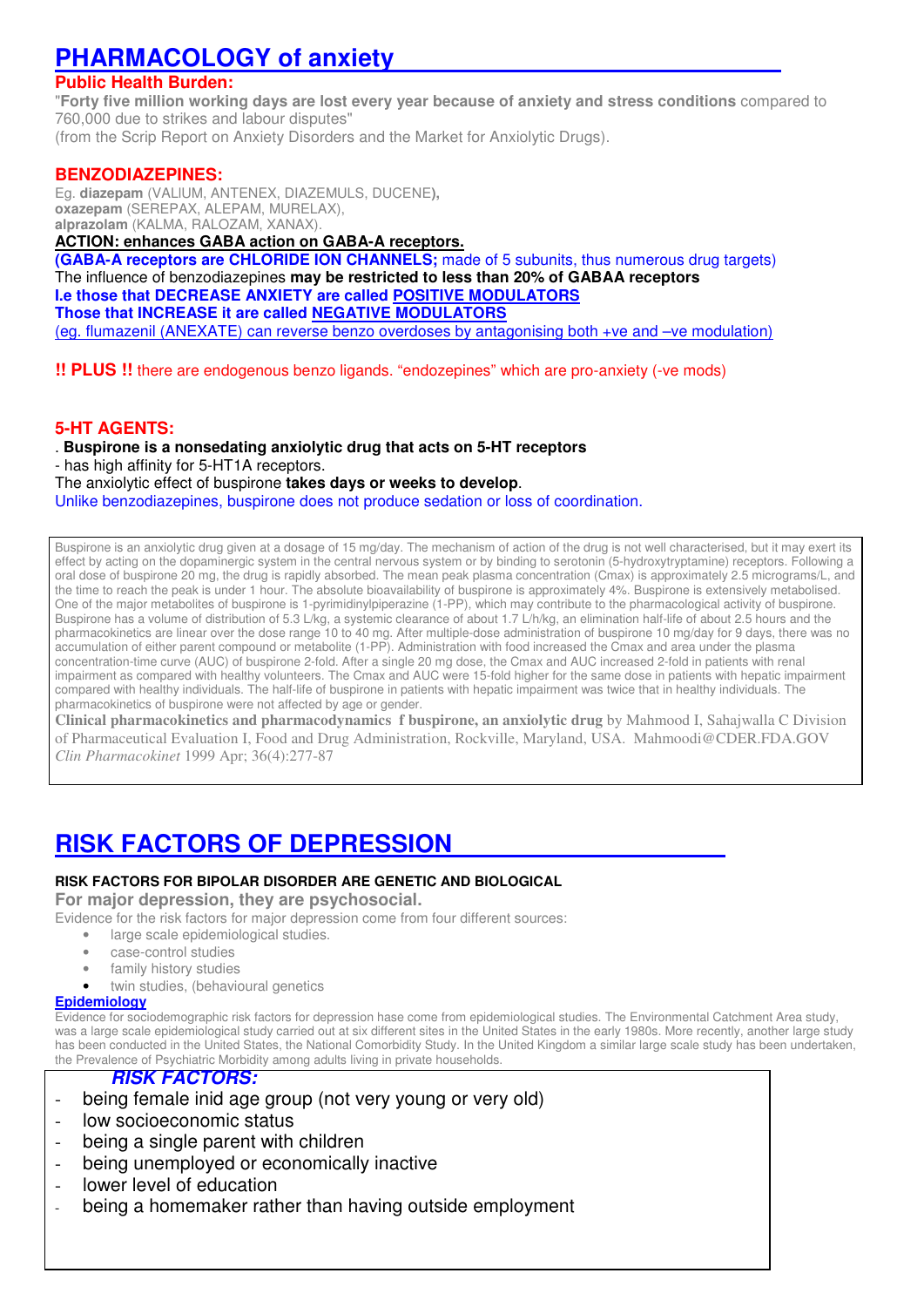# PHARMACOLOGY of anxiety

**Public Health Burden:**

"**Forty five million working days are lost every year because of anxiety and stress conditions** compared to 760,000 due to strikes and labour disputes"
(from the Scrip Report on Anxiety Disorders and the Market for Anxiolytic Drugs).

## BENZODIAZEPINES:

Eg. **diazepam** (VALIUM, ANTENEX, DIAZEMULS, DUCENE**),**
**oxazepam** (SEREPAX, ALEPAM, MURELAX),
**alprazolam** (KALMA, RALOZAM, XANAX).

**ACTION: enhances GABA action on GABA-A receptors.**

**(GABA-A receptors are CHLORIDE ION CHANNELS;** made of 5 subunits, thus numerous drug targets)
The influence of benzodiazepines **may be restricted to less than 20% of GABAA receptors**
**I.e those that DECREASE ANXIETY are called POSITIVE MODULATORS**
**Those that INCREASE it are called NEGATIVE MODULATORS**
(eg. flumazenil (ANEXATE) can reverse benzo overdoses by antagonising both +ve and –ve modulation)

**!! PLUS !!** there are endogenous benzo ligands. "endozepines" which are pro-anxiety (-ve mods)

## 5-HT AGENTS:

. **Buspirone is a nonsedating anxiolytic drug that acts on 5-HT receptors**
- has high affinity for 5-HT1A receptors.

The anxiolytic effect of buspirone **takes days or weeks to develop**.
Unlike benzodiazepines, buspirone does not produce sedation or loss of coordination.

> Buspirone is an anxiolytic drug given at a dosage of 15 mg/day. The mechanism of action of the drug is not well characterised, but it may exert its effect by acting on the dopaminergic system in the central nervous system or by binding to serotonin (5-hydroxytryptamine) receptors. Following a oral dose of buspirone 20 mg, the drug is rapidly absorbed. The mean peak plasma concentration (Cmax) is approximately 2.5 micrograms/L, and the time to reach the peak is under 1 hour. The absolute bioavailability of buspirone is approximately 4%. Buspirone is extensively metabolised. One of the major metabolites of buspirone is 1-pyrimidinylpiperazine (1-PP), which may contribute to the pharmacological activity of buspirone. Buspirone has a volume of distribution of 5.3 L/kg, a systemic clearance of about 1.7 L/h/kg, an elimination half-life of about 2.5 hours and the pharmacokinetics are linear over the dose range 10 to 40 mg. After multiple-dose administration of buspirone 10 mg/day for 9 days, there was no accumulation of either parent compound or metabolite (1-PP). Administration with food increased the Cmax and area under the plasma concentration-time curve (AUC) of buspirone 2-fold. After a single 20 mg dose, the Cmax and AUC increased 2-fold in patients with renal impairment as compared with healthy volunteers. The Cmax and AUC were 15-fold higher for the same dose in patients with hepatic impairment compared with healthy individuals. The half-life of buspirone in patients with hepatic impairment was twice that in healthy individuals. The pharmacokinetics of buspirone were not affected by age or gender.
>
> **Clinical pharmacokinetics and pharmacodynamics f buspirone, an anxiolytic drug** by Mahmood I, Sahajwalla C Division of Pharmaceutical Evaluation I, Food and Drug Administration, Rockville, Maryland, USA. Mahmoodi@CDER.FDA.GOV *Clin Pharmacokinet* 1999 Apr; 36(4):277-87

# RISK FACTORS OF DEPRESSION

**RISK FACTORS FOR BIPOLAR DISORDER ARE GENETIC AND BIOLOGICAL**

**For major depression, they are psychosocial.**

Evidence for the risk factors for major depression come from four different sources:

- large scale epidemiological studies.
- case-control studies
- family history studies
- twin studies, (behavioural genetics

**Epidemiology**

Evidence for sociodemographic risk factors for depression hase come from epidemiological studies. The Environmental Catchment Area study, was a large scale epidemiological study carried out at six different sites in the United States in the early 1980s. More recently, another large study has been conducted in the United States, the National Comorbidity Study. In the United Kingdom a similar large scale study has been undertaken, the Prevalence of Psychiatric Morbidity among adults living in private households.

***RISK FACTORS:***

- being female inid age group (not very young or very old)
- low socioeconomic status
- being a single parent with children
- being unemployed or economically inactive
- lower level of education
- being a homemaker rather than having outside employment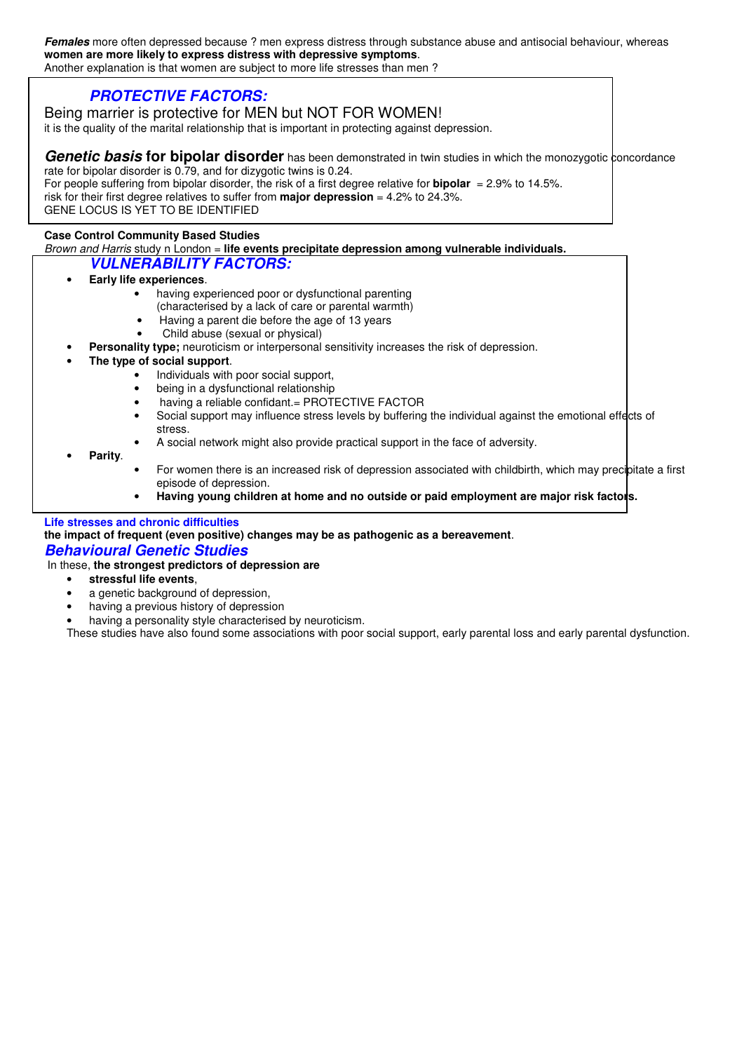***Females*** more often depressed because ? men express distress through substance abuse and antisocial behaviour, whereas **women are more likely to express distress with depressive symptoms**.
Another explanation is that women are subject to more life stresses than men ?

## *PROTECTIVE FACTORS:*

Being marrier is protective for MEN but NOT FOR WOMEN!
it is the quality of the marital relationship that is important in protecting against depression.

***Genetic basis* for bipolar disorder** has been demonstrated in twin studies in which the monozygotic concordance rate for bipolar disorder is 0.79, and for dizygotic twins is 0.24.
For people suffering from bipolar disorder, the risk of a first degree relative for **bipolar** = 2.9% to 14.5%.
risk for their first degree relatives to suffer from **major depression** = 4.2% to 24.3%.
GENE LOCUS IS YET TO BE IDENTIFIED

**Case Control Community Based Studies**
*Brown and Harris* study n London = **life events precipitate depression among vulnerable individuals.**

## *VULNERABILITY FACTORS:*

- **Early life experiences**.
  - having experienced poor or dysfunctional parenting (characterised by a lack of care or parental warmth)
  - Having a parent die before the age of 13 years
  - Child abuse (sexual or physical)
- **Personality type;** neuroticism or interpersonal sensitivity increases the risk of depression.
- **The type of social support**.
  - Individuals with poor social support,
  - being in a dysfunctional relationship
  - having a reliable confidant.= PROTECTIVE FACTOR
  - Social support may influence stress levels by buffering the individual against the emotional effects of stress.
  - A social network might also provide practical support in the face of adversity.
- **Parity**.
  - For women there is an increased risk of depression associated with childbirth, which may precipitate a first episode of depression.
  - **Having young children at home and no outside or paid employment are major risk factors.**

**Life stresses and chronic difficulties**
**the impact of frequent (even positive) changes may be as pathogenic as a bereavement**.

## *Behavioural Genetic Studies*

In these, **the strongest predictors of depression are**

- **stressful life events**,
- a genetic background of depression,
- having a previous history of depression
- having a personality style characterised by neuroticism.

These studies have also found some associations with poor social support, early parental loss and early parental dysfunction.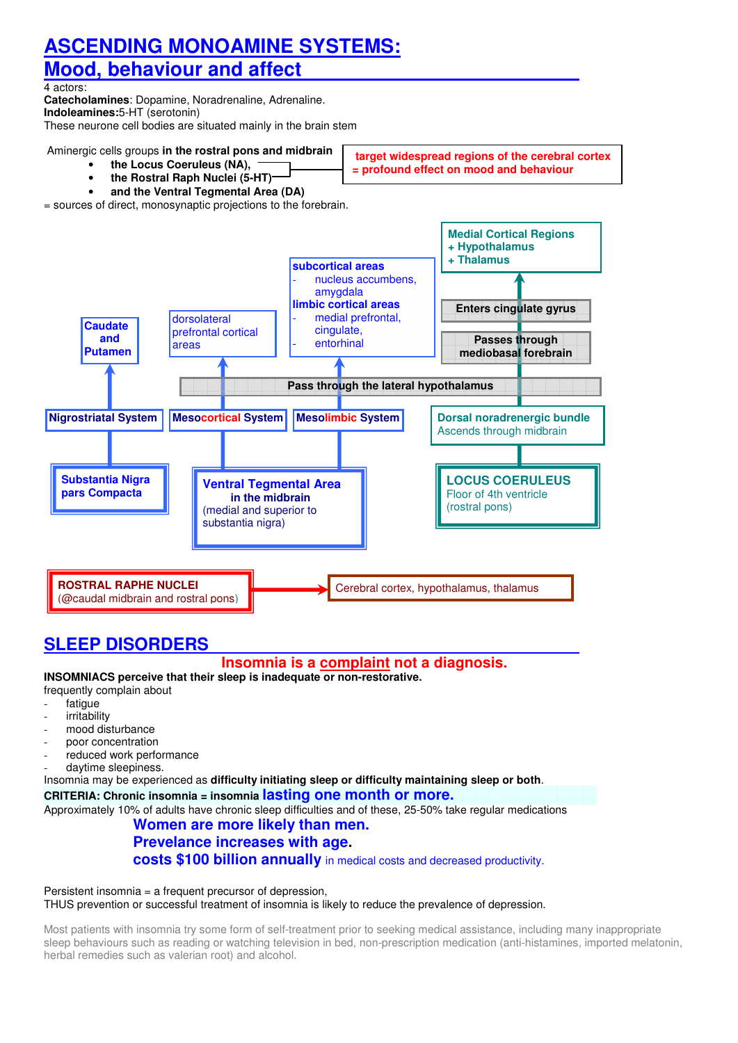# ASCENDING MONOAMINE SYSTEMS: Mood, behaviour and affect

4 actors:
**Catecholamines**: Dopamine, Noradrenaline, Adrenaline.
**Indoleamines:**5-HT (serotonin)
These neurone cell bodies are situated mainly in the brain stem

Aminergic cells groups **in the rostral pons and midbrain**

- **the Locus Coeruleus (NA),**
- **the Rostral Raph Nuclei (5-HT)**
- **and the Ventral Tegmental Area (DA)**

→ **target widespread regions of the cerebral cortex = profound effect on mood and behaviour**

= sources of direct, monosynaptic projections to the forebrain.

**Nigrostriatal System**: **Substantia Nigra pars Compacta** → **Caudate and Putamen**

**Mesocortical System**: **Ventral Tegmental Area in the midbrain** (medial and superior to substantia nigra) → Pass through the lateral hypothalamus → dorsolateral prefrontal cortical areas

**Mesolimbic System**: **Ventral Tegmental Area in the midbrain** (medial and superior to substantia nigra) → Pass through the lateral hypothalamus →
**subcortical areas**
- nucleus accumbens, amygdala

**limbic cortical areas**
- medial prefrontal, cingulate,
- entorhinal

**LOCUS COERULEUS** (Floor of 4th ventricle (rostral pons)) → **Dorsal noradrenergic bundle** (Ascends through midbrain) → Pass through the lateral hypothalamus → **Passes through mediobasal forebrain** → **Enters cingulate gyrus** → **Medial Cortical Regions + Hypothalamus + Thalamus**

**ROSTRAL RAPHE NUCLEI** (@caudal midbrain and rostral pons) → Cerebral cortex, hypothalamus, thalamus

# SLEEP DISORDERS

**Insomnia is a complaint not a diagnosis.**

**INSOMNIACS perceive that their sleep is inadequate or non-restorative.**
frequently complain about

- fatigue
- irritability
- mood disturbance
- poor concentration
- reduced work performance
- daytime sleepiness.

Insomnia may be experienced as **difficulty initiating sleep or difficulty maintaining sleep or both**.

**CRITERIA: Chronic insomnia = insomnia lasting one month or more.**

Approximately 10% of adults have chronic sleep difficulties and of these, 25-50% take regular medications

**Women are more likely than men.**
**Prevelance increases with age.**
**costs $100 billion annually** in medical costs and decreased productivity.

Persistent insomnia = a frequent precursor of depression,
THUS prevention or successful treatment of insomnia is likely to reduce the prevalence of depression.

Most patients with insomnia try some form of self-treatment prior to seeking medical assistance, including many inappropriate sleep behaviours such as reading or watching television in bed, non-prescription medication (anti-histamines, imported melatonin, herbal remedies such as valerian root) and alcohol.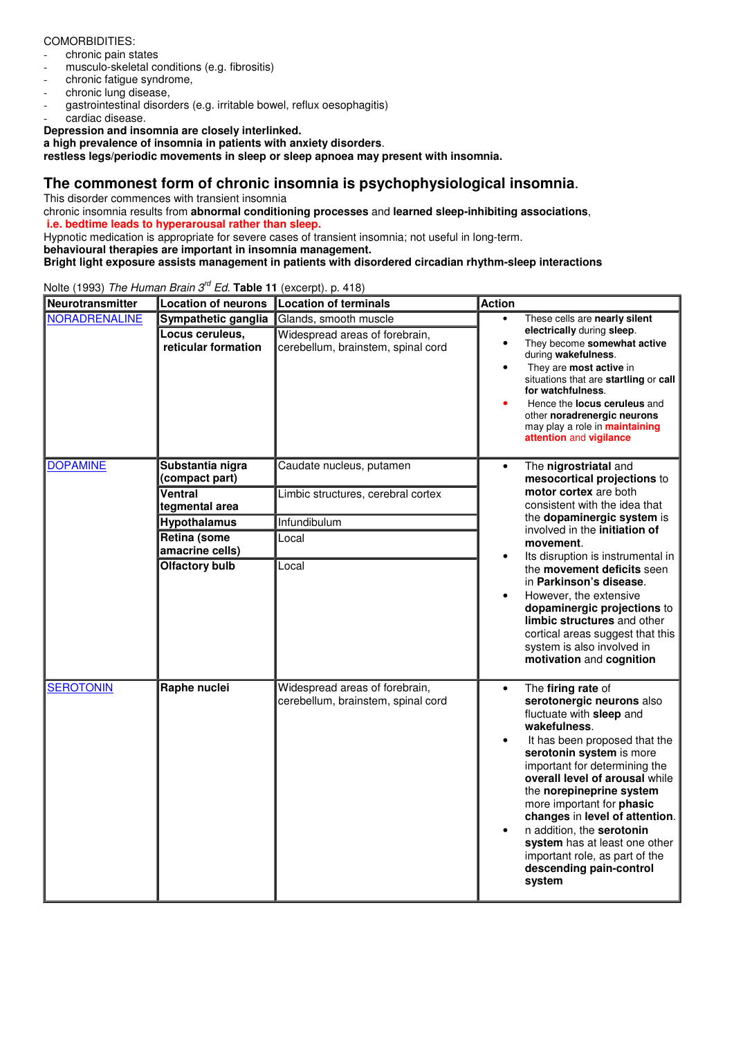COMORBIDITIES:

- chronic pain states
- musculo-skeletal conditions (e.g. fibrositis)
- chronic fatigue syndrome,
- chronic lung disease,
- gastrointestinal disorders (e.g. irritable bowel, reflux oesophagitis)
- cardiac disease.

**Depression and insomnia are closely interlinked.**
**a high prevalence of insomnia in patients with anxiety disorders**.
**restless legs/periodic movements in sleep or sleep apnoea may present with insomnia.**

## The commonest form of chronic insomnia is psychophysiological insomnia.

This disorder commences with transient insomnia
chronic insomnia results from **abnormal conditioning processes** and **learned sleep-inhibiting associations**,
**i.e. bedtime leads to hyperarousal rather than sleep.**
Hypnotic medication is appropriate for severe cases of transient insomnia; not useful in long-term.
**behavioural therapies are important in insomnia management.**
**Bright light exposure assists management in patients with disordered circadian rhythm-sleep interactions**

Nolte (1993) *The Human Brain 3rd Ed.* **Table 11** (excerpt). p. 418)

| Neurotransmitter | Location of neurons | Location of terminals | Action |
|---|---|---|---|
| NORADRENALINE | **Sympathetic ganglia** | Glands, smooth muscle | • These cells are **nearly silent electrically** during **sleep**. • They become **somewhat active** during **wakefulness**. • They are **most active** in situations that are **startling** or **call for watchfulness**. • Hence the **locus ceruleus** and other **noradrenergic neurons** may play a role in **maintaining attention** and **vigilance** |
| | **Locus ceruleus, reticular formation** | Widespread areas of forebrain, cerebellum, brainstem, spinal cord | |
| DOPAMINE | **Substantia nigra (compact part)** | Caudate nucleus, putamen | • The **nigrostriatal** and **mesocortical projections** to **motor cortex** are both consistent with the idea that the **dopaminergic system** is involved in the **initiation of movement**. • Its disruption is instrumental in the **movement deficits** seen in **Parkinson's disease**. • However, the extensive **dopaminergic projections** to **limbic structures** and other cortical areas suggest that this system is also involved in **motivation** and **cognition** |
| | **Ventral tegmental area** | Limbic structures, cerebral cortex | |
| | **Hypothalamus** | Infundibulum | |
| | **Retina (some amacrine cells)** | Local | |
| | **Olfactory bulb** | Local | |
| SEROTONIN | **Raphe nuclei** | Widespread areas of forebrain, cerebellum, brainstem, spinal cord | • The **firing rate** of **serotonergic neurons** also fluctuate with **sleep** and **wakefulness**. • It has been proposed that the **serotonin system** is more important for determining the **overall level of arousal** while the **norepineprine system** more important for **phasic changes** in **level of attention**. • n addition, the **serotonin system** has at least one other important role, as part of the **descending pain-control system** |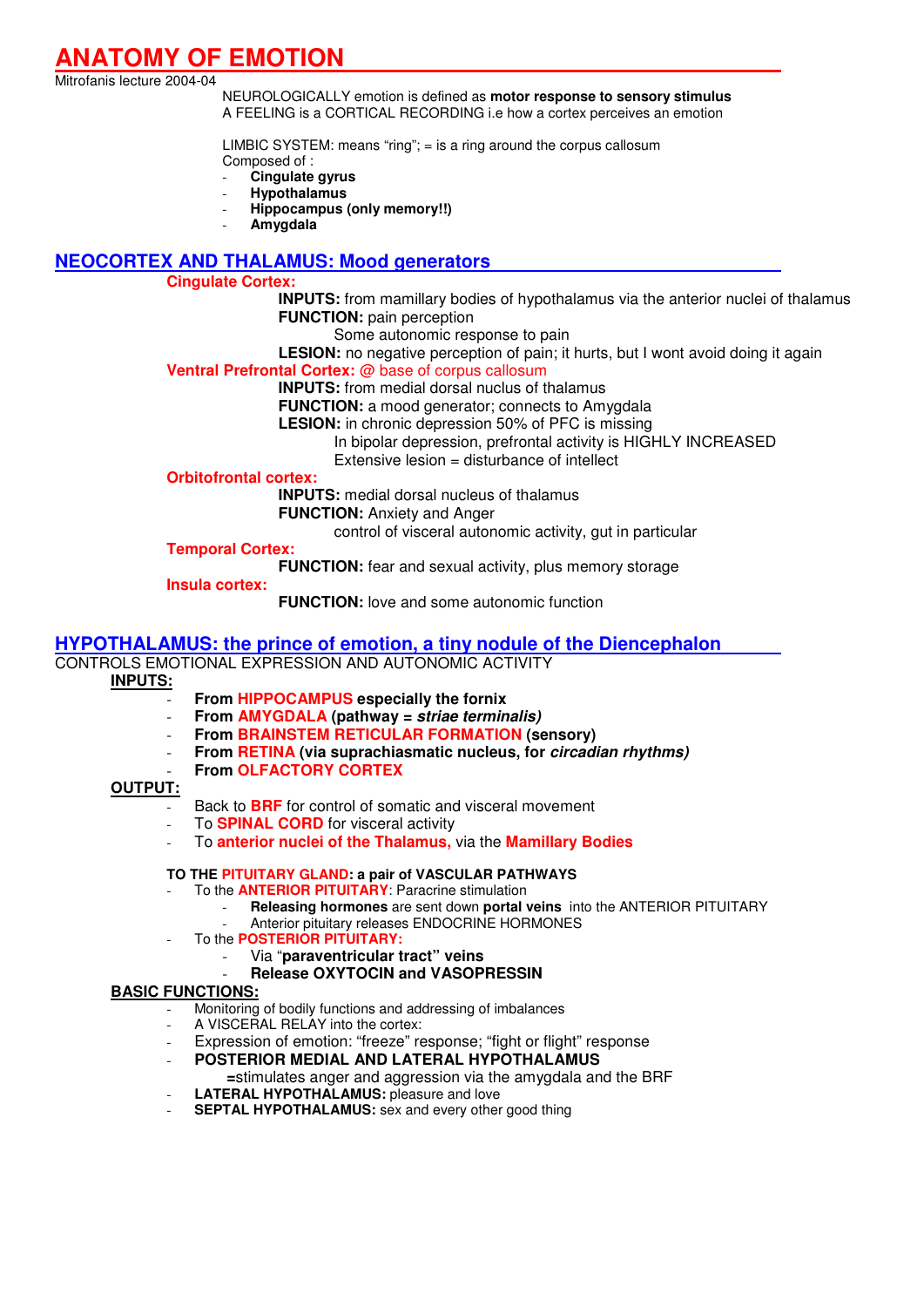# ANATOMY OF EMOTION

Mitrofanis lecture 2004-04

NEUROLOGICALLY emotion is defined as **motor response to sensory stimulus**
A FEELING is a CORTICAL RECORDING i.e how a cortex perceives an emotion

LIMBIC SYSTEM: means "ring"; = is a ring around the corpus callosum
Composed of :

- **Cingulate gyrus**
- **Hypothalamus**
- **Hippocampus (only memory!!)**
- **Amygdala**

## NEOCORTEX AND THALAMUS: Mood generators

### Cingulate Cortex:

**INPUTS:** from mamillary bodies of hypothalamus via the anterior nuclei of thalamus
**FUNCTION:** pain perception
Some autonomic response to pain
**LESION:** no negative perception of pain; it hurts, but I wont avoid doing it again

### Ventral Prefrontal Cortex: @ base of corpus callosum

**INPUTS:** from medial dorsal nuclus of thalamus
**FUNCTION:** a mood generator; connects to Amygdala
**LESION:** in chronic depression 50% of PFC is missing
In bipolar depression, prefrontal activity is HIGHLY INCREASED
Extensive lesion = disturbance of intellect

### Orbitofrontal cortex:

**INPUTS:** medial dorsal nucleus of thalamus
**FUNCTION:** Anxiety and Anger
control of visceral autonomic activity, gut in particular

### Temporal Cortex:

**FUNCTION:** fear and sexual activity, plus memory storage

### Insula cortex:

**FUNCTION:** love and some autonomic function

## HYPOTHALAMUS: the prince of emotion, a tiny nodule of the Diencephalon

CONTROLS EMOTIONAL EXPRESSION AND AUTONOMIC ACTIVITY

**INPUTS:**

- **From HIPPOCAMPUS especially the fornix**
- **From AMYGDALA (pathway = *striae terminalis*)**
- **From BRAINSTEM RETICULAR FORMATION (sensory)**
- **From RETINA (via suprachiasmatic nucleus, for *circadian rhythms*)**
- **From OLFACTORY CORTEX**

**OUTPUT:**

- Back to **BRF** for control of somatic and visceral movement
- To **SPINAL CORD** for visceral activity
- To **anterior nuclei of the Thalamus,** via the **Mamillary Bodies**

**TO THE PITUITARY GLAND: a pair of VASCULAR PATHWAYS**

- To the **ANTERIOR PITUITARY**: Paracrine stimulation
  - **Releasing hormones** are sent down **portal veins** into the ANTERIOR PITUITARY
  - Anterior pituitary releases ENDOCRINE HORMONES
- To the **POSTERIOR PITUITARY:**
  - Via "**paraventricular tract" veins**
  - **Release OXYTOCIN and VASOPRESSIN**

**BASIC FUNCTIONS:**

- Monitoring of bodily functions and addressing of imbalances
- A VISCERAL RELAY into the cortex:
- Expression of emotion: "freeze" response; "fight or flight" response
- **POSTERIOR MEDIAL AND LATERAL HYPOTHALAMUS**
  **=**stimulates anger and aggression via the amygdala and the BRF
- **LATERAL HYPOTHALAMUS:** pleasure and love
- **SEPTAL HYPOTHALAMUS:** sex and every other good thing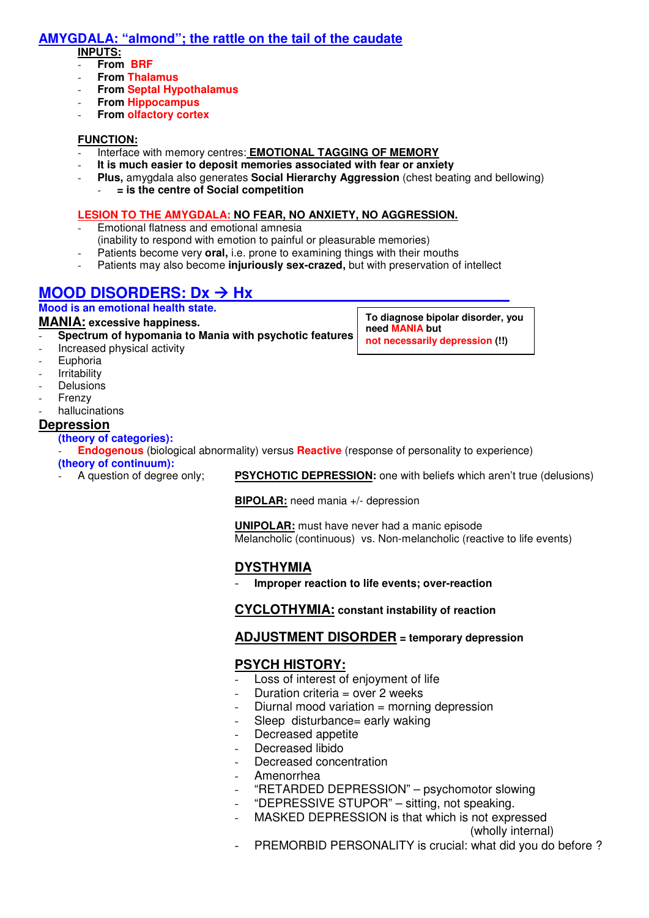## AMYGDALA: "almond"; the rattle on the tail of the caudate

**INPUTS:**

- **From BRF**
- **From Thalamus**
- **From Septal Hypothalamus**
- **From Hippocampus**
- **From olfactory cortex**

**FUNCTION:**

- Interface with memory centres: **EMOTIONAL TAGGING OF MEMORY**
- **It is much easier to deposit memories associated with fear or anxiety**
- **Plus,** amygdala also generates **Social Hierarchy Aggression** (chest beating and bellowing)
    - **= is the centre of Social competition**

**LESION TO THE AMYGDALA: NO FEAR, NO ANXIETY, NO AGGRESSION.**

- Emotional flatness and emotional amnesia
  (inability to respond with emotion to painful or pleasurable memories)
- Patients become very **oral,** i.e. prone to examining things with their mouths
- Patients may also become **injuriously sex-crazed,** but with preservation of intellect

## MOOD DISORDERS: Dx → Hx

**Mood is an emotional health state.**

**MANIA: excessive happiness.**

- **Spectrum of hypomania to Mania with psychotic features**
- Increased physical activity
- Euphoria
- Irritability
- Delusions
- Frenzy
- hallucinations

> **To diagnose bipolar disorder, you need MANIA but not necessarily depression (!!)**

## Depression

**(theory of categories):**

- **Endogenous** (biological abnormality) versus **Reactive** (response of personality to experience)

**(theory of continuum):**

- A question of degree only;

**PSYCHOTIC DEPRESSION:** one with beliefs which aren't true (delusions)

**BIPOLAR:** need mania +/- depression

**UNIPOLAR:** must have never had a manic episode
Melancholic (continuous) vs. Non-melancholic (reactive to life events)

### DYSTHYMIA

- **Improper reaction to life events; over-reaction**

### CYCLOTHYMIA: constant instability of reaction

### ADJUSTMENT DISORDER = temporary depression

### PSYCH HISTORY:

- Loss of interest of enjoyment of life
- Duration criteria = over 2 weeks
- Diurnal mood variation = morning depression
- Sleep disturbance= early waking
- Decreased appetite
- Decreased libido
- Decreased concentration
- Amenorrhea
- "RETARDED DEPRESSION" – psychomotor slowing
- "DEPRESSIVE STUPOR" – sitting, not speaking.
- MASKED DEPRESSION is that which is not expressed (wholly internal)
- PREMORBID PERSONALITY is crucial: what did you do before ?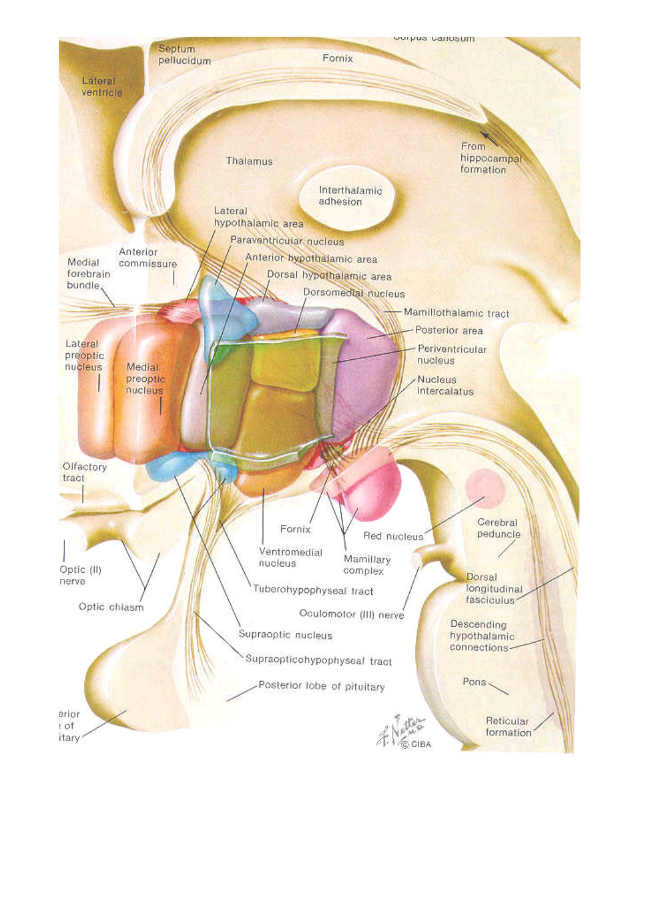Corpus callosum

Septum pellucidum

Fornix

Lateral ventricle

From hippocampal formation

Thalamus

Interthalamic adhesion

Lateral hypothalamic area

Paraventricular nucleus

Anterior commissure

Anterior hypothalamic area

Medial forebrain bundle

Dorsal hypothalamic area

Dorsomedial nucleus

Mamillothalamic tract

Posterior area

Lateral preoptic nucleus

Periventricular nucleus

Medial preoptic nucleus

Nucleus intercalatus

Olfactory tract

Fornix

Red nucleus

Cerebral peduncle

Ventromedial nucleus

Mamillary complex

Optic (II) nerve

Dorsal longitudinal fasciculus

Tuberohypophyseal tract

Optic chiasm

Oculomotor (III) nerve

Descending hypothalamic connections

Supraoptic nucleus

Supraopticohypophyseal tract

Pons

Posterior lobe of pituitary

erior
of
itary

Reticular formation

F. Netter M.D.
© CIBA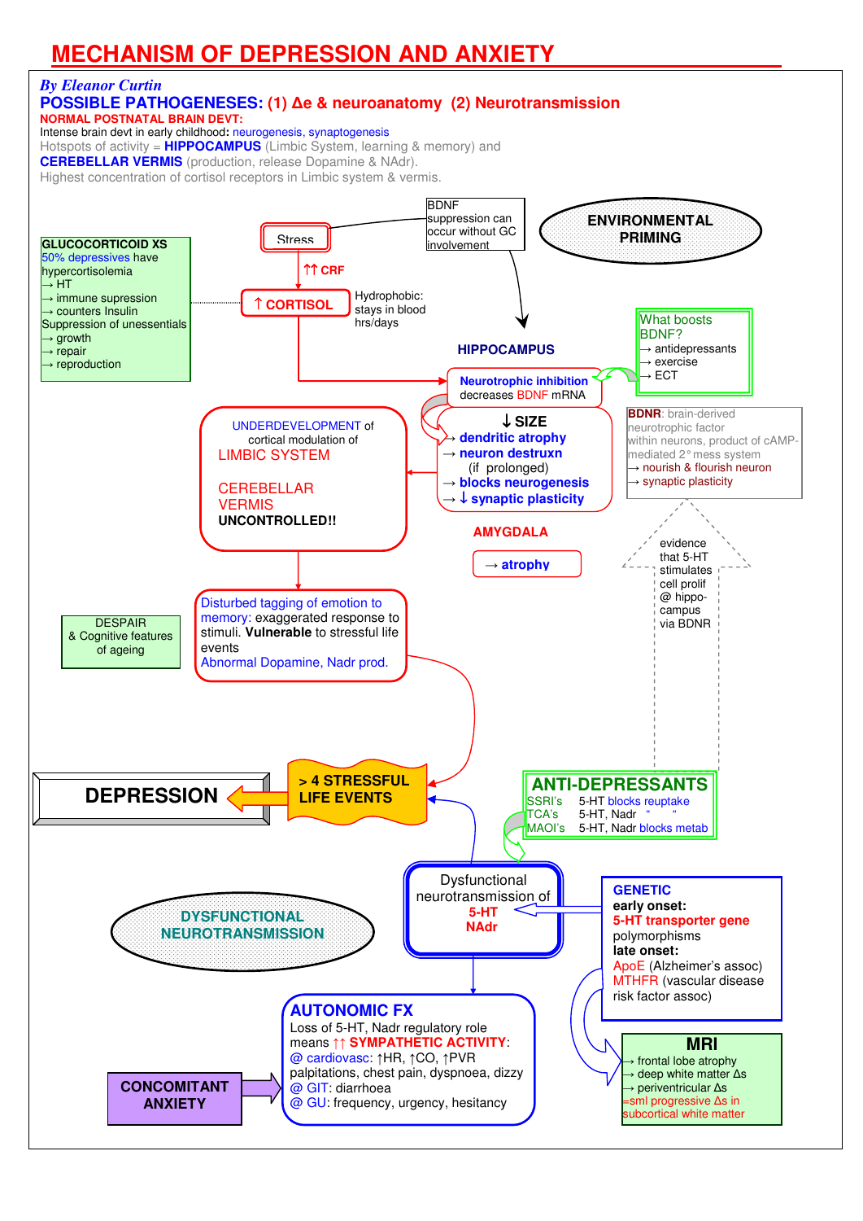# MECHANISM OF DEPRESSION AND ANXIETY

***By Eleanor Curtin***

## POSSIBLE PATHOGENESES: (1) Δe & neuroanatomy (2) Neurotransmission

**NORMAL POSTNATAL BRAIN DEVT:**

Intense brain devt in early childhood: neurogenesis, synaptogenesis

Hotspots of activity = **HIPPOCAMPUS** (Limbic System, learning & memory) and **CEREBELLAR VERMIS** (production, release Dopamine & NAdr).

Highest concentration of cortisol receptors in Limbic system & vermis.

**GLUCOCORTICOID XS**
50% depressives have hypercortisolemia
→ HT
→ immune supression
→ counters Insulin
Suppression of unessentials
→ growth
→ repair
→ reproduction

Stress

↑↑ CRF

↑ CORTISOL

Hydrophobic: stays in blood hrs/days

BDNF suppression can occur without GC involvement

**ENVIRONMENTAL PRIMING**

**HIPPOCAMPUS**

**Neurotrophic inhibition**
decreases BDNF mRNA

What boosts BDNF?
→ antidepressants
→ exercise
→ ECT

**↓SIZE**
→ **dendritic atrophy**
→ **neuron destruxn**
(if prolonged)
→ **blocks neurogenesis**
→ **↓ synaptic plasticity**

**BDNR**: brain-derived neurotrophic factor within neurons, product of cAMP-mediated 2° mess system
→ nourish & flourish neuron
→ synaptic plasticity

UNDERDEVELOPMENT of cortical modulation of
LIMBIC SYSTEM

CEREBELLAR VERMIS
**UNCONTROLLED!!**

**AMYGDALA**

**→ atrophy**

evidence that 5-HT stimulates cell prolif @ hippocampus via BDNR

Disturbed tagging of emotion to memory: exaggerated response to stimuli. **Vulnerable** to stressful life events
Abnormal Dopamine, Nadr prod.

DESPAIR
& Cognitive features of ageing

**DEPRESSION**

**> 4 STRESSFUL LIFE EVENTS**

**ANTI-DEPRESSANTS**

| | |
|---|---|
| SSRI's | 5-HT blocks reuptake |
| TCA's | 5-HT, Nadr " " |
| MAOI's | 5-HT, Nadr blocks metab |

**DYSFUNCTIONAL NEUROTRANSMISSION**

Dysfunctional neurotransmission of
**5-HT**
**NAdr**

**GENETIC**
**early onset:**
**5-HT transporter gene** polymorphisms
**late onset:**
ApoE (Alzheimer's assoc)
MTHFR (vascular disease risk factor assoc)

**AUTONOMIC FX**
Loss of 5-HT, Nadr regulatory role means ↑↑ **SYMPATHETIC ACTIVITY**:
@ cardiovasc: ↑HR, ↑CO, ↑PVR
palpitations, chest pain, dyspnoea, dizzy
@ GIT: diarrhoea
@ GU: frequency, urgency, hesitancy

**CONCOMITANT ANXIETY**

**MRI**
→ frontal lobe atrophy
→ deep white matter Δs
→ periventricular Δs
=sml progressive Δs in subcortical white matter